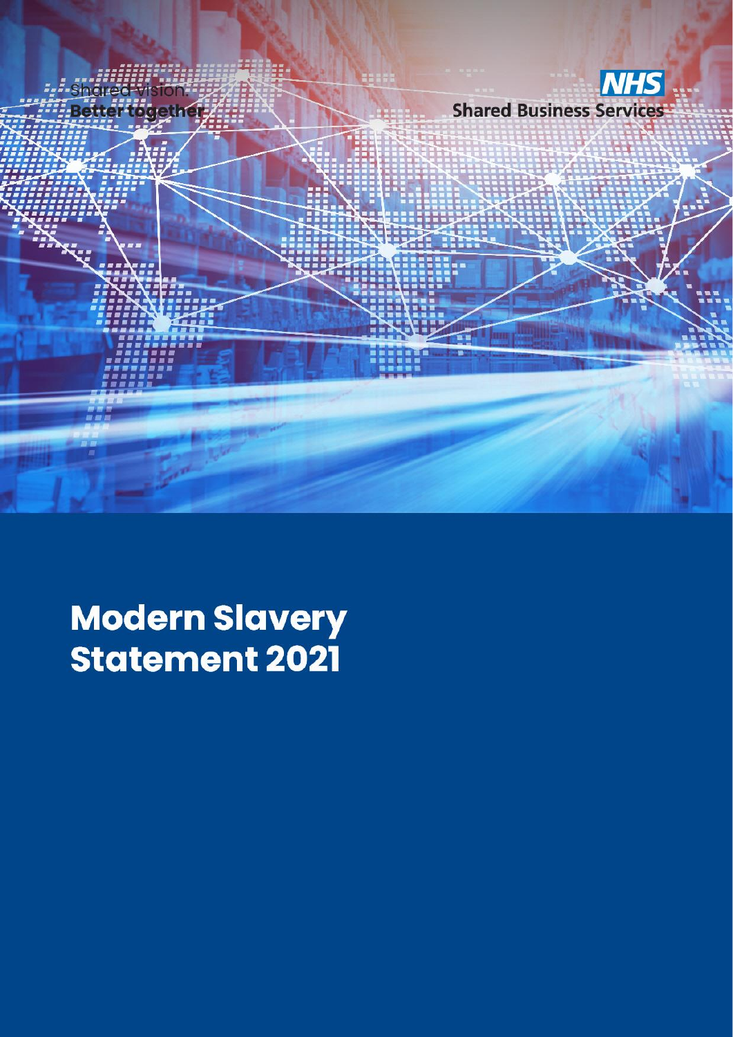Shared vision.
**Better together**

NHS
Shared Business Services

# Modern Slavery Statement 2021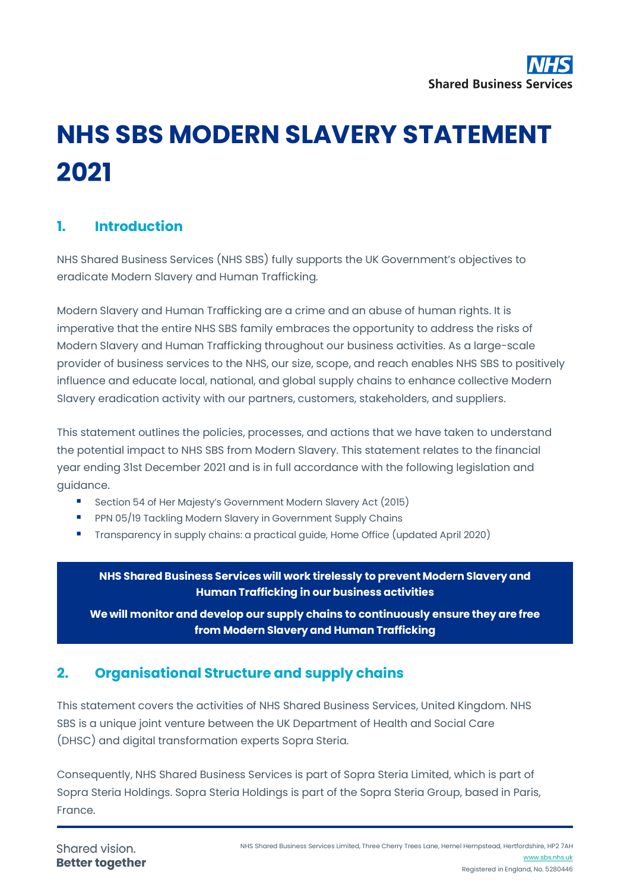# NHS SBS MODERN SLAVERY STATEMENT 2021

## 1. Introduction

NHS Shared Business Services (NHS SBS) fully supports the UK Government's objectives to eradicate Modern Slavery and Human Trafficking.

Modern Slavery and Human Trafficking are a crime and an abuse of human rights. It is imperative that the entire NHS SBS family embraces the opportunity to address the risks of Modern Slavery and Human Trafficking throughout our business activities. As a large-scale provider of business services to the NHS, our size, scope, and reach enables NHS SBS to positively influence and educate local, national, and global supply chains to enhance collective Modern Slavery eradication activity with our partners, customers, stakeholders, and suppliers.

This statement outlines the policies, processes, and actions that we have taken to understand the potential impact to NHS SBS from Modern Slavery. This statement relates to the financial year ending 31st December 2021 and is in full accordance with the following legislation and guidance.

- Section 54 of Her Majesty's Government Modern Slavery Act (2015)
- PPN 05/19 Tackling Modern Slavery in Government Supply Chains
- Transparency in supply chains: a practical guide, Home Office (updated April 2020)

**NHS Shared Business Services will work tirelessly to prevent Modern Slavery and Human Trafficking in our business activities**

**We will monitor and develop our supply chains to continuously ensure they are free from Modern Slavery and Human Trafficking**

## 2. Organisational Structure and supply chains

This statement covers the activities of NHS Shared Business Services, United Kingdom. NHS SBS is a unique joint venture between the UK Department of Health and Social Care (DHSC) and digital transformation experts Sopra Steria.

Consequently, NHS Shared Business Services is part of Sopra Steria Limited, which is part of Sopra Steria Holdings. Sopra Steria Holdings is part of the Sopra Steria Group, based in Paris, France.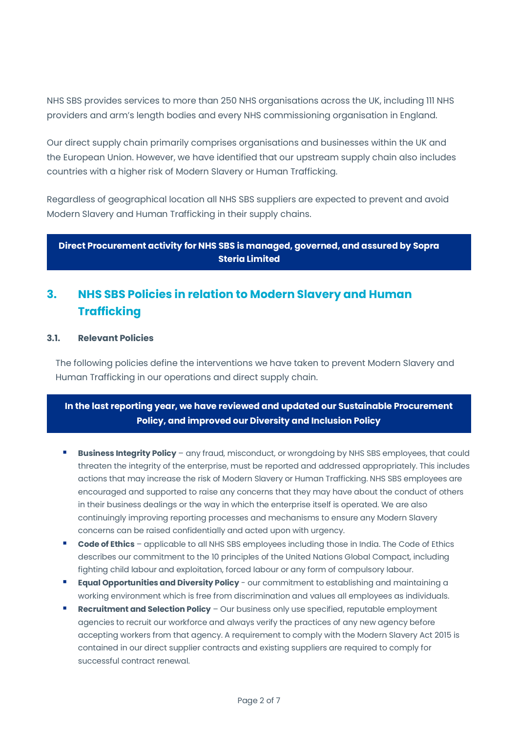NHS SBS provides services to more than 250 NHS organisations across the UK, including 111 NHS providers and arm's length bodies and every NHS commissioning organisation in England.

Our direct supply chain primarily comprises organisations and businesses within the UK and the European Union. However, we have identified that our upstream supply chain also includes countries with a higher risk of Modern Slavery or Human Trafficking.

Regardless of geographical location all NHS SBS suppliers are expected to prevent and avoid Modern Slavery and Human Trafficking in their supply chains.

**Direct Procurement activity for NHS SBS is managed, governed, and assured by Sopra Steria Limited**

## 3. NHS SBS Policies in relation to Modern Slavery and Human Trafficking

### 3.1. Relevant Policies

The following policies define the interventions we have taken to prevent Modern Slavery and Human Trafficking in our operations and direct supply chain.

**In the last reporting year, we have reviewed and updated our Sustainable Procurement Policy, and improved our Diversity and Inclusion Policy**

- **Business Integrity Policy** – any fraud, misconduct, or wrongdoing by NHS SBS employees, that could threaten the integrity of the enterprise, must be reported and addressed appropriately. This includes actions that may increase the risk of Modern Slavery or Human Trafficking. NHS SBS employees are encouraged and supported to raise any concerns that they may have about the conduct of others in their business dealings or the way in which the enterprise itself is operated. We are also continuingly improving reporting processes and mechanisms to ensure any Modern Slavery concerns can be raised confidentially and acted upon with urgency.
- **Code of Ethics** – applicable to all NHS SBS employees including those in India. The Code of Ethics describes our commitment to the 10 principles of the United Nations Global Compact, including fighting child labour and exploitation, forced labour or any form of compulsory labour.
- **Equal Opportunities and Diversity Policy** - our commitment to establishing and maintaining a working environment which is free from discrimination and values all employees as individuals.
- **Recruitment and Selection Policy** – Our business only use specified, reputable employment agencies to recruit our workforce and always verify the practices of any new agency before accepting workers from that agency. A requirement to comply with the Modern Slavery Act 2015 is contained in our direct supplier contracts and existing suppliers are required to comply for successful contract renewal.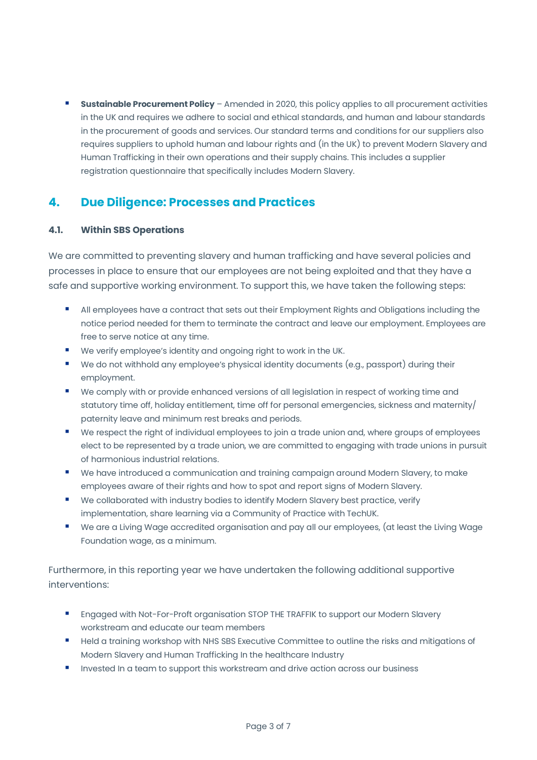- **Sustainable Procurement Policy** – Amended in 2020, this policy applies to all procurement activities in the UK and requires we adhere to social and ethical standards, and human and labour standards in the procurement of goods and services. Our standard terms and conditions for our suppliers also requires suppliers to uphold human and labour rights and (in the UK) to prevent Modern Slavery and Human Trafficking in their own operations and their supply chains. This includes a supplier registration questionnaire that specifically includes Modern Slavery.

## 4. Due Diligence: Processes and Practices

### 4.1. Within SBS Operations

We are committed to preventing slavery and human trafficking and have several policies and processes in place to ensure that our employees are not being exploited and that they have a safe and supportive working environment. To support this, we have taken the following steps:

- All employees have a contract that sets out their Employment Rights and Obligations including the notice period needed for them to terminate the contract and leave our employment. Employees are free to serve notice at any time.
- We verify employee's identity and ongoing right to work in the UK.
- We do not withhold any employee's physical identity documents (e.g., passport) during their employment.
- We comply with or provide enhanced versions of all legislation in respect of working time and statutory time off, holiday entitlement, time off for personal emergencies, sickness and maternity/ paternity leave and minimum rest breaks and periods.
- We respect the right of individual employees to join a trade union and, where groups of employees elect to be represented by a trade union, we are committed to engaging with trade unions in pursuit of harmonious industrial relations.
- We have introduced a communication and training campaign around Modern Slavery, to make employees aware of their rights and how to spot and report signs of Modern Slavery.
- We collaborated with industry bodies to identify Modern Slavery best practice, verify implementation, share learning via a Community of Practice with TechUK.
- We are a Living Wage accredited organisation and pay all our employees, (at least the Living Wage Foundation wage, as a minimum.

Furthermore, in this reporting year we have undertaken the following additional supportive interventions:

- Engaged with Not-For-Proft organisation STOP THE TRAFFIK to support our Modern Slavery workstream and educate our team members
- Held a training workshop with NHS SBS Executive Committee to outline the risks and mitigations of Modern Slavery and Human Trafficking In the healthcare Industry
- Invested In a team to support this workstream and drive action across our business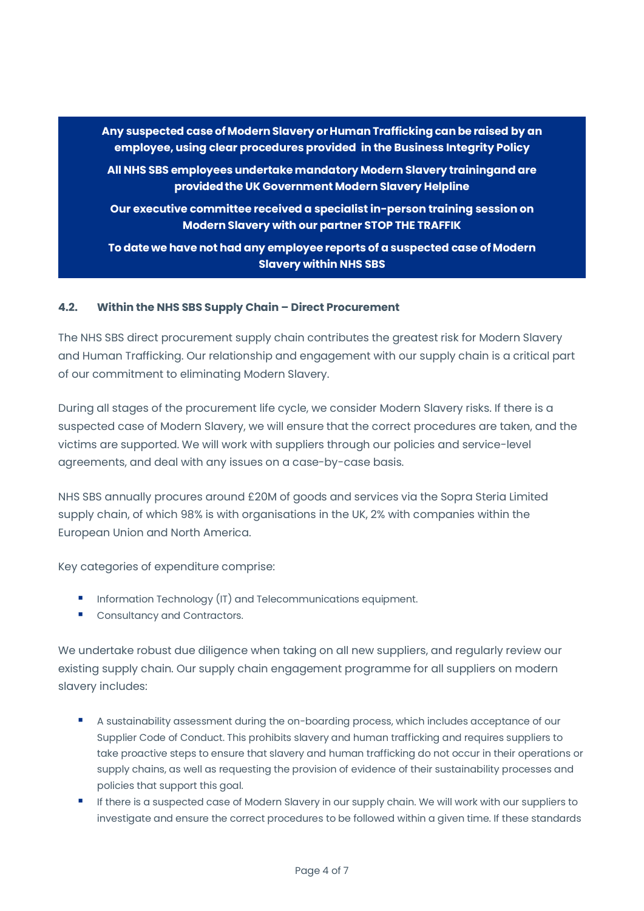**Any suspected case of Modern Slavery or Human Trafficking can be raised by an employee, using clear procedures provided in the Business Integrity Policy**

**All NHS SBS employees undertake mandatory Modern Slavery trainingand are provided the UK Government Modern Slavery Helpline**

**Our executive committee received a specialist in-person training session on Modern Slavery with our partner STOP THE TRAFFIK**

**To date we have not had any employee reports of a suspected case of Modern Slavery within NHS SBS**

### 4.2. Within the NHS SBS Supply Chain – Direct Procurement

The NHS SBS direct procurement supply chain contributes the greatest risk for Modern Slavery and Human Trafficking. Our relationship and engagement with our supply chain is a critical part of our commitment to eliminating Modern Slavery.

During all stages of the procurement life cycle, we consider Modern Slavery risks. If there is a suspected case of Modern Slavery, we will ensure that the correct procedures are taken, and the victims are supported. We will work with suppliers through our policies and service-level agreements, and deal with any issues on a case-by-case basis.

NHS SBS annually procures around £20M of goods and services via the Sopra Steria Limited supply chain, of which 98% is with organisations in the UK, 2% with companies within the European Union and North America.

Key categories of expenditure comprise:

- Information Technology (IT) and Telecommunications equipment.
- Consultancy and Contractors.

We undertake robust due diligence when taking on all new suppliers, and regularly review our existing supply chain. Our supply chain engagement programme for all suppliers on modern slavery includes:

- A sustainability assessment during the on-boarding process, which includes acceptance of our Supplier Code of Conduct. This prohibits slavery and human trafficking and requires suppliers to take proactive steps to ensure that slavery and human trafficking do not occur in their operations or supply chains, as well as requesting the provision of evidence of their sustainability processes and policies that support this goal.
- If there is a suspected case of Modern Slavery in our supply chain. We will work with our suppliers to investigate and ensure the correct procedures to be followed within a given time. If these standards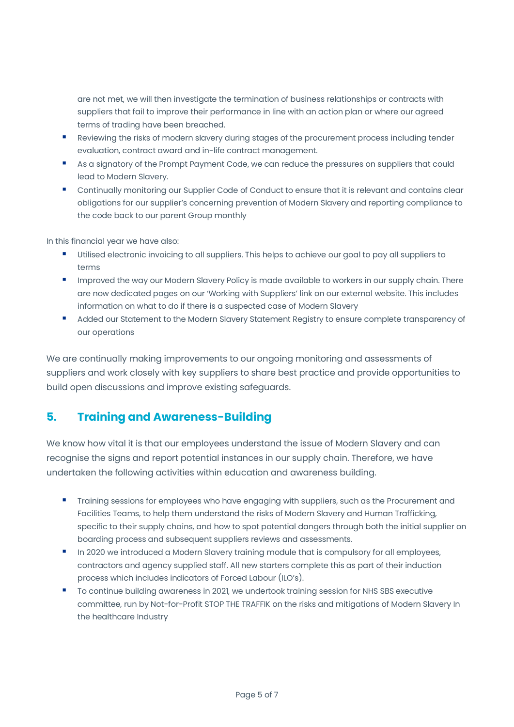are not met, we will then investigate the termination of business relationships or contracts with suppliers that fail to improve their performance in line with an action plan or where our agreed terms of trading have been breached.

- Reviewing the risks of modern slavery during stages of the procurement process including tender evaluation, contract award and in-life contract management.
- As a signatory of the Prompt Payment Code, we can reduce the pressures on suppliers that could lead to Modern Slavery.
- Continually monitoring our Supplier Code of Conduct to ensure that it is relevant and contains clear obligations for our supplier's concerning prevention of Modern Slavery and reporting compliance to the code back to our parent Group monthly

In this financial year we have also:

- Utilised electronic invoicing to all suppliers. This helps to achieve our goal to pay all suppliers to terms
- Improved the way our Modern Slavery Policy is made available to workers in our supply chain. There are now dedicated pages on our 'Working with Suppliers' link on our external website. This includes information on what to do if there is a suspected case of Modern Slavery
- Added our Statement to the Modern Slavery Statement Registry to ensure complete transparency of our operations

We are continually making improvements to our ongoing monitoring and assessments of suppliers and work closely with key suppliers to share best practice and provide opportunities to build open discussions and improve existing safeguards.

## 5. Training and Awareness-Building

We know how vital it is that our employees understand the issue of Modern Slavery and can recognise the signs and report potential instances in our supply chain. Therefore, we have undertaken the following activities within education and awareness building.

- Training sessions for employees who have engaging with suppliers, such as the Procurement and Facilities Teams, to help them understand the risks of Modern Slavery and Human Trafficking, specific to their supply chains, and how to spot potential dangers through both the initial supplier on boarding process and subsequent suppliers reviews and assessments.
- In 2020 we introduced a Modern Slavery training module that is compulsory for all employees, contractors and agency supplied staff. All new starters complete this as part of their induction process which includes indicators of Forced Labour (ILO's).
- To continue building awareness in 2021, we undertook training session for NHS SBS executive committee, run by Not-for-Profit STOP THE TRAFFIK on the risks and mitigations of Modern Slavery In the healthcare Industry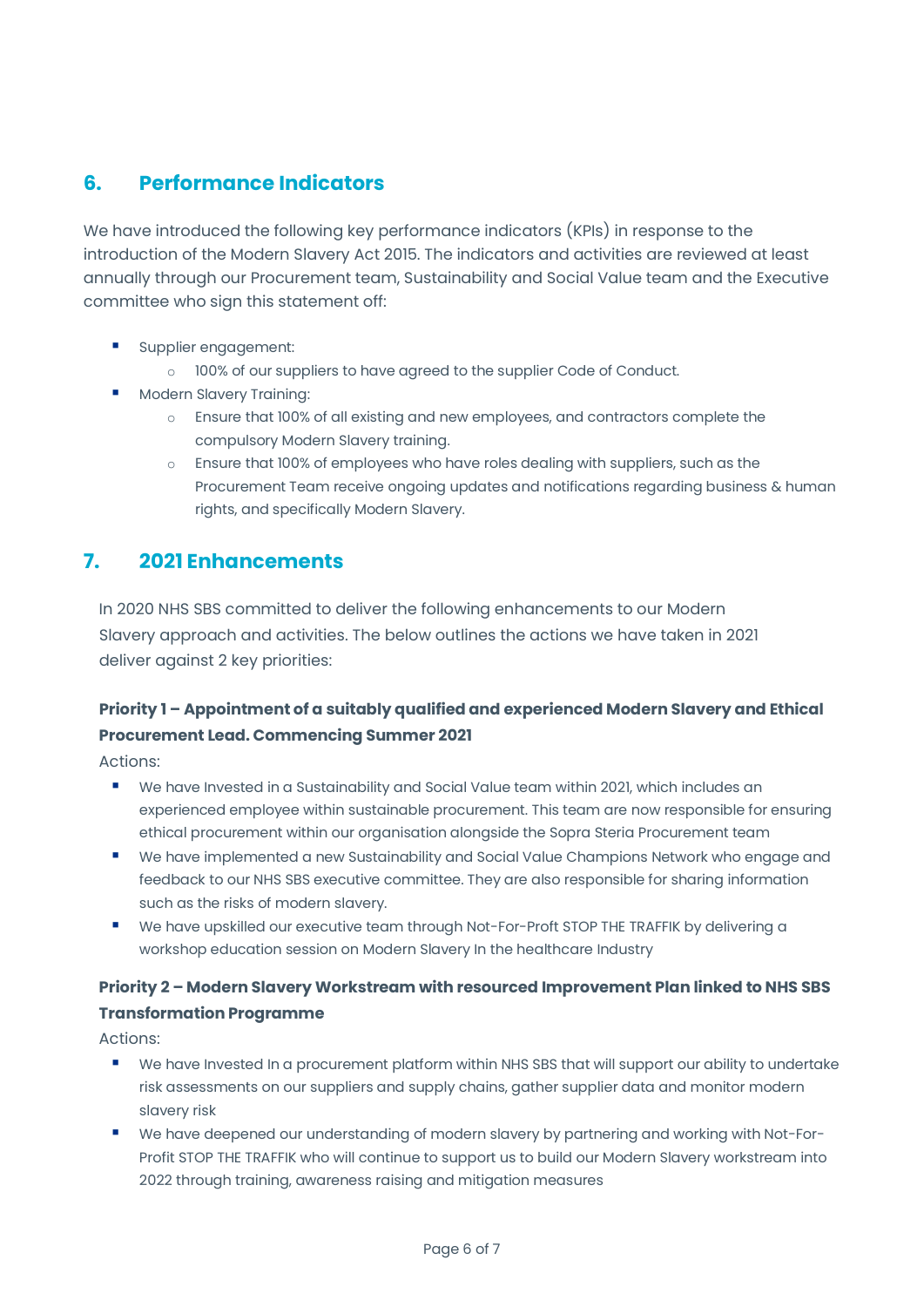## 6. Performance Indicators

We have introduced the following key performance indicators (KPIs) in response to the introduction of the Modern Slavery Act 2015. The indicators and activities are reviewed at least annually through our Procurement team, Sustainability and Social Value team and the Executive committee who sign this statement off:

- Supplier engagement:
  - 100% of our suppliers to have agreed to the supplier Code of Conduct.
- Modern Slavery Training:
  - Ensure that 100% of all existing and new employees, and contractors complete the compulsory Modern Slavery training.
  - Ensure that 100% of employees who have roles dealing with suppliers, such as the Procurement Team receive ongoing updates and notifications regarding business & human rights, and specifically Modern Slavery.

## 7. 2021 Enhancements

In 2020 NHS SBS committed to deliver the following enhancements to our Modern Slavery approach and activities. The below outlines the actions we have taken in 2021 deliver against 2 key priorities:

**Priority 1 – Appointment of a suitably qualified and experienced Modern Slavery and Ethical Procurement Lead. Commencing Summer 2021**

Actions:

- We have Invested in a Sustainability and Social Value team within 2021, which includes an experienced employee within sustainable procurement. This team are now responsible for ensuring ethical procurement within our organisation alongside the Sopra Steria Procurement team
- We have implemented a new Sustainability and Social Value Champions Network who engage and feedback to our NHS SBS executive committee. They are also responsible for sharing information such as the risks of modern slavery.
- We have upskilled our executive team through Not-For-Proft STOP THE TRAFFIK by delivering a workshop education session on Modern Slavery In the healthcare Industry

**Priority 2 – Modern Slavery Workstream with resourced Improvement Plan linked to NHS SBS Transformation Programme**

Actions:

- We have Invested In a procurement platform within NHS SBS that will support our ability to undertake risk assessments on our suppliers and supply chains, gather supplier data and monitor modern slavery risk
- We have deepened our understanding of modern slavery by partnering and working with Not-For-Profit STOP THE TRAFFIK who will continue to support us to build our Modern Slavery workstream into 2022 through training, awareness raising and mitigation measures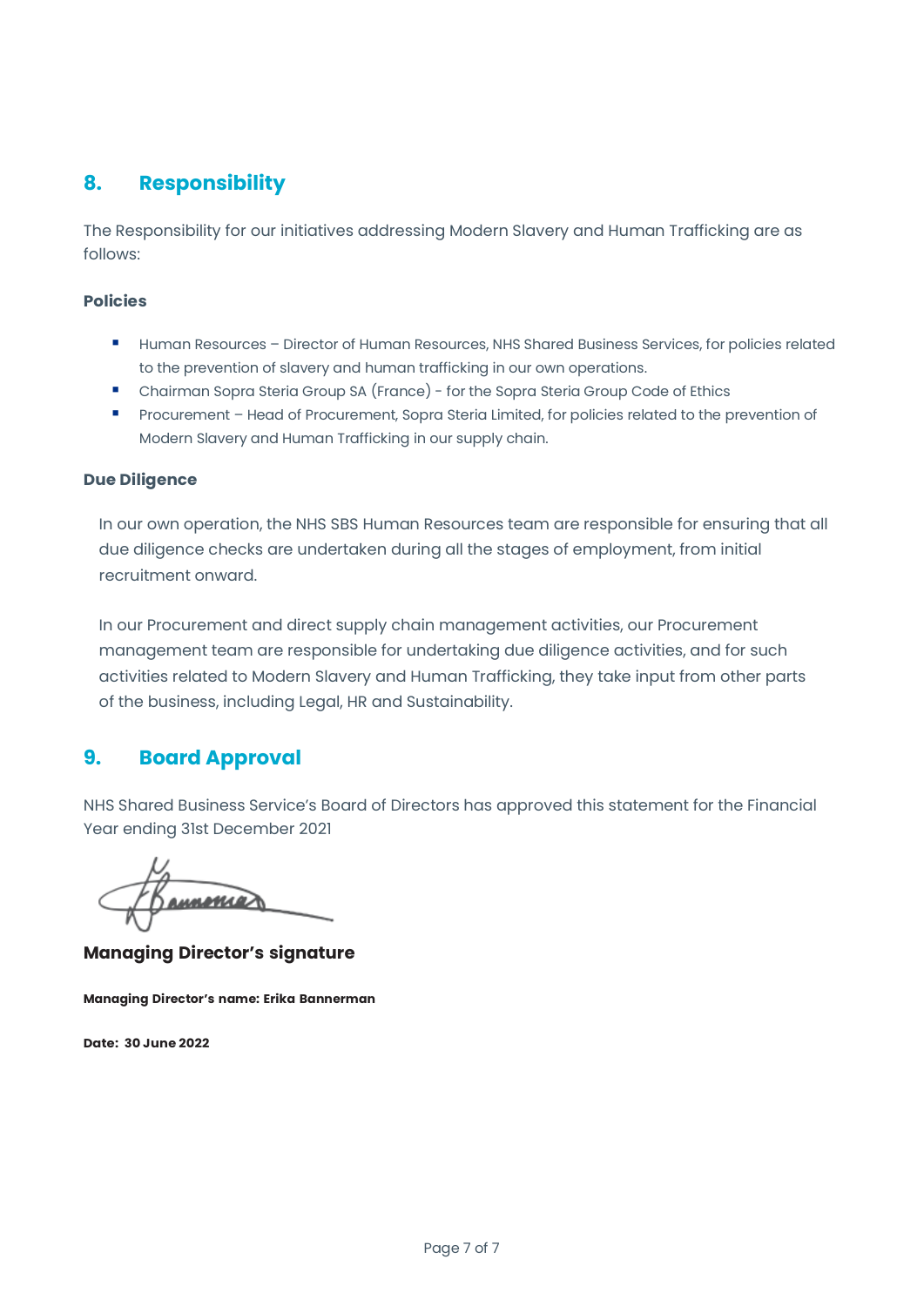## 8. Responsibility

The Responsibility for our initiatives addressing Modern Slavery and Human Trafficking are as follows:

**Policies**

- Human Resources – Director of Human Resources, NHS Shared Business Services, for policies related to the prevention of slavery and human trafficking in our own operations.
- Chairman Sopra Steria Group SA (France) - for the Sopra Steria Group Code of Ethics
- Procurement – Head of Procurement, Sopra Steria Limited, for policies related to the prevention of Modern Slavery and Human Trafficking in our supply chain.

**Due Diligence**

In our own operation, the NHS SBS Human Resources team are responsible for ensuring that all due diligence checks are undertaken during all the stages of employment, from initial recruitment onward.

In our Procurement and direct supply chain management activities, our Procurement management team are responsible for undertaking due diligence activities, and for such activities related to Modern Slavery and Human Trafficking, they take input from other parts of the business, including Legal, HR and Sustainability.

## 9. Board Approval

NHS Shared Business Service's Board of Directors has approved this statement for the Financial Year ending 31st December 2021

**Managing Director's signature**

**Managing Director's name: Erika Bannerman**

**Date: 30 June 2022**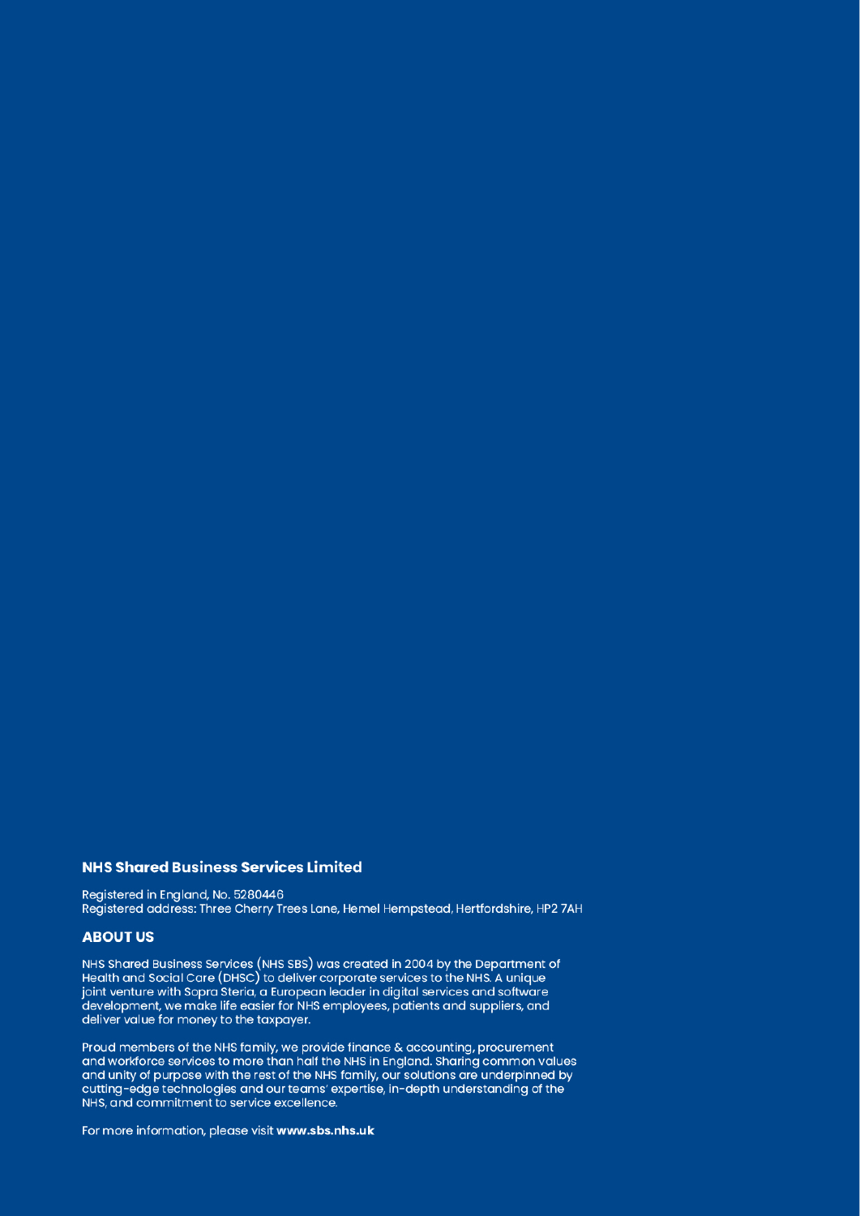**NHS Shared Business Services Limited**

Registered in England, No. 5280446
Registered address: Three Cherry Trees Lane, Hemel Hempstead, Hertfordshire, HP2 7AH

## ABOUT US

NHS Shared Business Services (NHS SBS) was created in 2004 by the Department of Health and Social Care (DHSC) to deliver corporate services to the NHS. A unique joint venture with Sopra Steria, a European leader in digital services and software development, we make life easier for NHS employees, patients and suppliers, and deliver value for money to the taxpayer.

Proud members of the NHS family, we provide finance & accounting, procurement and workforce services to more than half the NHS in England. Sharing common values and unity of purpose with the rest of the NHS family, our solutions are underpinned by cutting-edge technologies and our teams' expertise, in-depth understanding of the NHS, and commitment to service excellence.

For more information, please visit **www.sbs.nhs.uk**